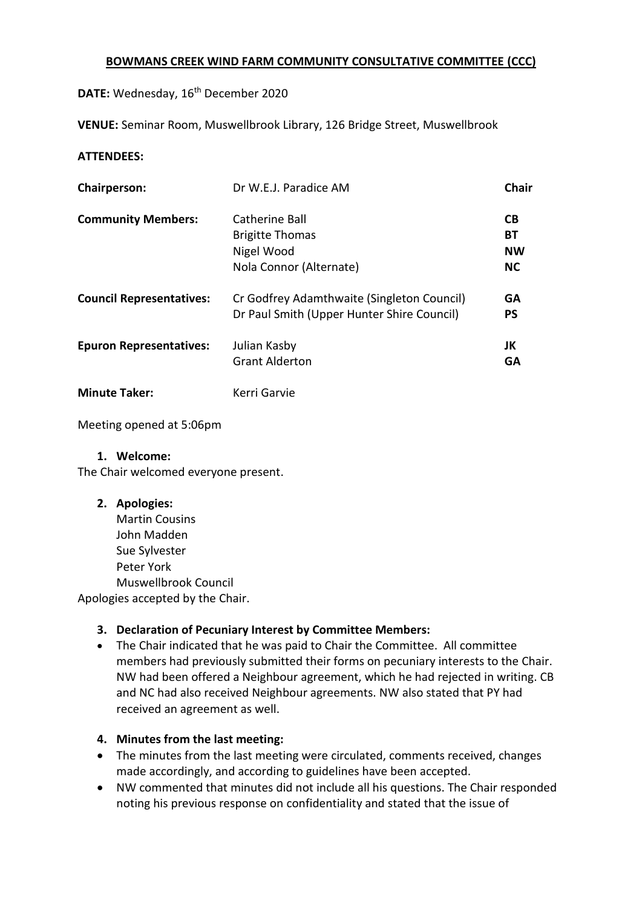# BOWMANS CREEK WIND FARM COMMUNITY CONSULTATIVE COMMITTEE (CCC)

**DATE:** Wednesday, 16th December 2020

**VENUE:** Seminar Room, Muswellbrook Library, 126 Bridge Street, Muswellbrook

**ATTENDEES:**

| | | |
|---|---|---|
| **Chairperson:** | Dr W.E.J. Paradice AM | **Chair** |
| **Community Members:** | Catherine Ball | **CB** |
| | Brigitte Thomas | **BT** |
| | Nigel Wood | **NW** |
| | Nola Connor (Alternate) | **NC** |
| **Council Representatives:** | Cr Godfrey Adamthwaite (Singleton Council) | **GA** |
| | Dr Paul Smith (Upper Hunter Shire Council) | **PS** |
| **Epuron Representatives:** | Julian Kasby | **JK** |
| | Grant Alderton | **GA** |
| **Minute Taker:** | Kerri Garvie | |

Meeting opened at 5:06pm

1. **Welcome:**

The Chair welcomed everyone present.

2. **Apologies:**

   Martin Cousins
   John Madden
   Sue Sylvester
   Peter York
   Muswellbrook Council

Apologies accepted by the Chair.

3. **Declaration of Pecuniary Interest by Committee Members:**

- The Chair indicated that he was paid to Chair the Committee. All committee members had previously submitted their forms on pecuniary interests to the Chair. NW had been offered a Neighbour agreement, which he had rejected in writing. CB and NC had also received Neighbour agreements. NW also stated that PY had received an agreement as well.

4. **Minutes from the last meeting:**

- The minutes from the last meeting were circulated, comments received, changes made accordingly, and according to guidelines have been accepted.
- NW commented that minutes did not include all his questions. The Chair responded noting his previous response on confidentiality and stated that the issue of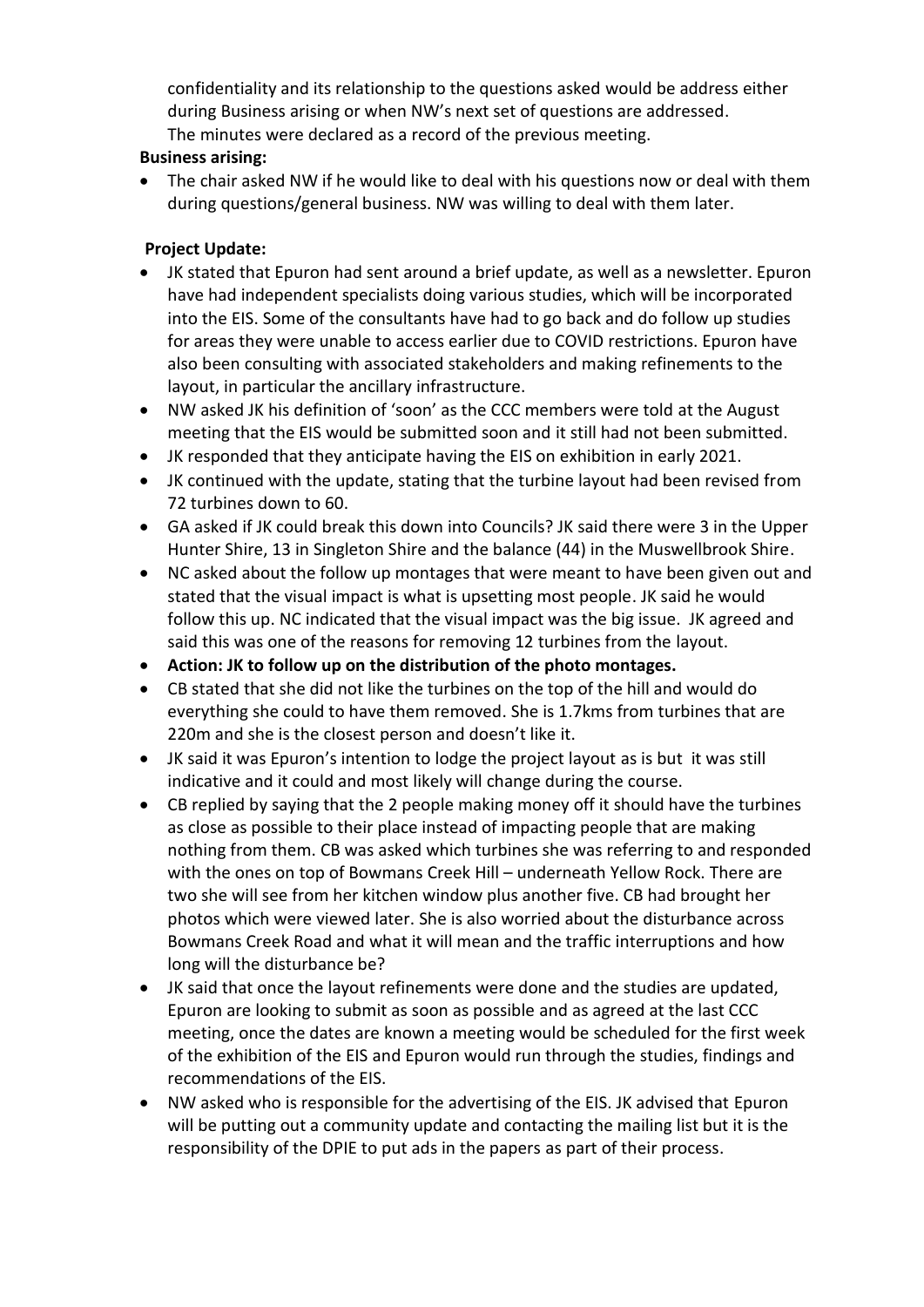confidentiality and its relationship to the questions asked would be address either during Business arising or when NW's next set of questions are addressed.
The minutes were declared as a record of the previous meeting.

**Business arising:**

- The chair asked NW if he would like to deal with his questions now or deal with them during questions/general business. NW was willing to deal with them later.

**Project Update:**

- JK stated that Epuron had sent around a brief update, as well as a newsletter. Epuron have had independent specialists doing various studies, which will be incorporated into the EIS. Some of the consultants have had to go back and do follow up studies for areas they were unable to access earlier due to COVID restrictions. Epuron have also been consulting with associated stakeholders and making refinements to the layout, in particular the ancillary infrastructure.
- NW asked JK his definition of 'soon' as the CCC members were told at the August meeting that the EIS would be submitted soon and it still had not been submitted.
- JK responded that they anticipate having the EIS on exhibition in early 2021.
- JK continued with the update, stating that the turbine layout had been revised from 72 turbines down to 60.
- GA asked if JK could break this down into Councils? JK said there were 3 in the Upper Hunter Shire, 13 in Singleton Shire and the balance (44) in the Muswellbrook Shire.
- NC asked about the follow up montages that were meant to have been given out and stated that the visual impact is what is upsetting most people. JK said he would follow this up. NC indicated that the visual impact was the big issue. JK agreed and said this was one of the reasons for removing 12 turbines from the layout.
- **Action: JK to follow up on the distribution of the photo montages.**
- CB stated that she did not like the turbines on the top of the hill and would do everything she could to have them removed. She is 1.7kms from turbines that are 220m and she is the closest person and doesn't like it.
- JK said it was Epuron's intention to lodge the project layout as is but it was still indicative and it could and most likely will change during the course.
- CB replied by saying that the 2 people making money off it should have the turbines as close as possible to their place instead of impacting people that are making nothing from them. CB was asked which turbines she was referring to and responded with the ones on top of Bowmans Creek Hill – underneath Yellow Rock. There are two she will see from her kitchen window plus another five. CB had brought her photos which were viewed later. She is also worried about the disturbance across Bowmans Creek Road and what it will mean and the traffic interruptions and how long will the disturbance be?
- JK said that once the layout refinements were done and the studies are updated, Epuron are looking to submit as soon as possible and as agreed at the last CCC meeting, once the dates are known a meeting would be scheduled for the first week of the exhibition of the EIS and Epuron would run through the studies, findings and recommendations of the EIS.
- NW asked who is responsible for the advertising of the EIS. JK advised that Epuron will be putting out a community update and contacting the mailing list but it is the responsibility of the DPIE to put ads in the papers as part of their process.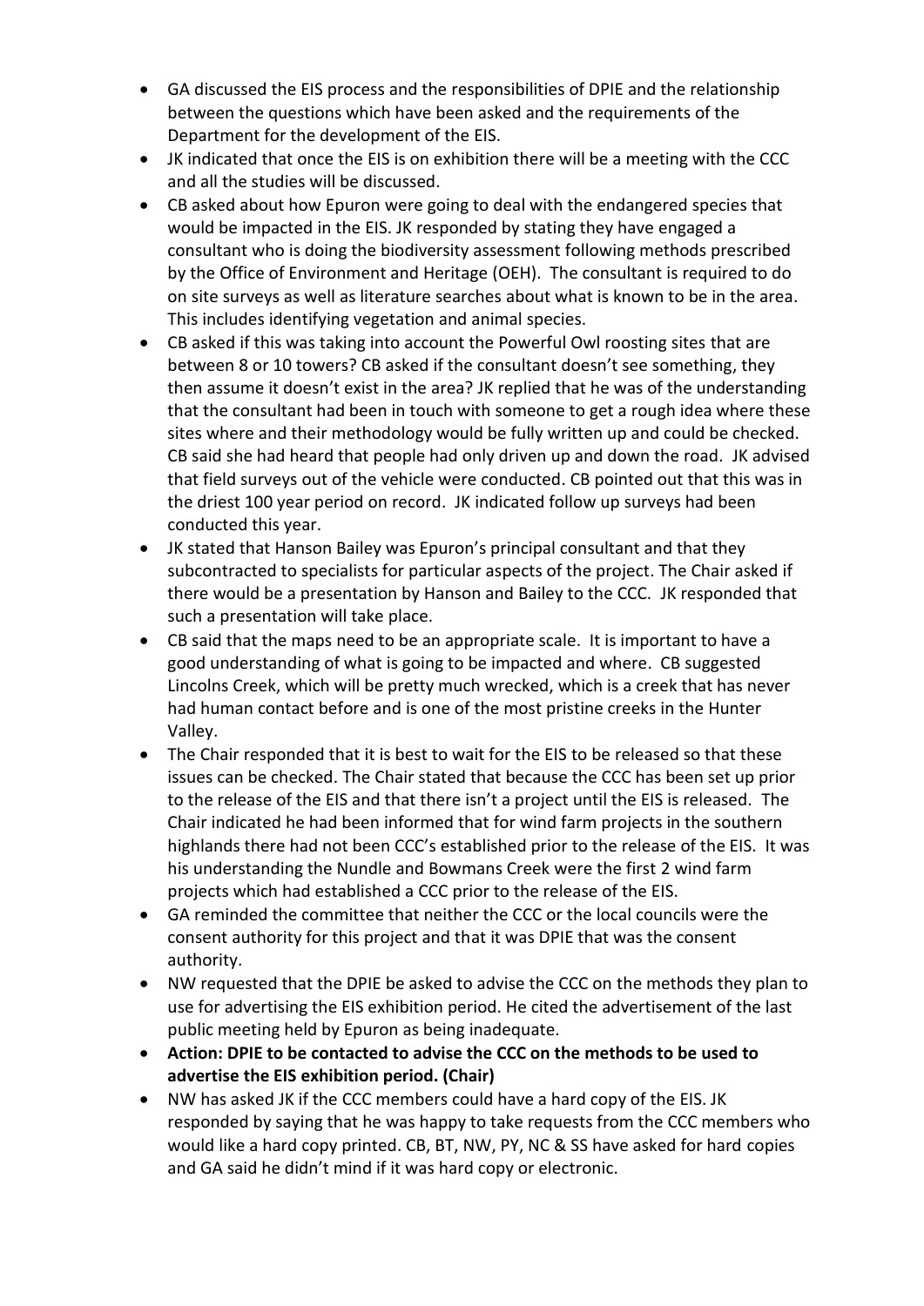- GA discussed the EIS process and the responsibilities of DPIE and the relationship between the questions which have been asked and the requirements of the Department for the development of the EIS.
- JK indicated that once the EIS is on exhibition there will be a meeting with the CCC and all the studies will be discussed.
- CB asked about how Epuron were going to deal with the endangered species that would be impacted in the EIS. JK responded by stating they have engaged a consultant who is doing the biodiversity assessment following methods prescribed by the Office of Environment and Heritage (OEH). The consultant is required to do on site surveys as well as literature searches about what is known to be in the area. This includes identifying vegetation and animal species.
- CB asked if this was taking into account the Powerful Owl roosting sites that are between 8 or 10 towers? CB asked if the consultant doesn't see something, they then assume it doesn't exist in the area? JK replied that he was of the understanding that the consultant had been in touch with someone to get a rough idea where these sites where and their methodology would be fully written up and could be checked. CB said she had heard that people had only driven up and down the road. JK advised that field surveys out of the vehicle were conducted. CB pointed out that this was in the driest 100 year period on record. JK indicated follow up surveys had been conducted this year.
- JK stated that Hanson Bailey was Epuron's principal consultant and that they subcontracted to specialists for particular aspects of the project. The Chair asked if there would be a presentation by Hanson and Bailey to the CCC. JK responded that such a presentation will take place.
- CB said that the maps need to be an appropriate scale. It is important to have a good understanding of what is going to be impacted and where. CB suggested Lincolns Creek, which will be pretty much wrecked, which is a creek that has never had human contact before and is one of the most pristine creeks in the Hunter Valley.
- The Chair responded that it is best to wait for the EIS to be released so that these issues can be checked. The Chair stated that because the CCC has been set up prior to the release of the EIS and that there isn't a project until the EIS is released. The Chair indicated he had been informed that for wind farm projects in the southern highlands there had not been CCC's established prior to the release of the EIS. It was his understanding the Nundle and Bowmans Creek were the first 2 wind farm projects which had established a CCC prior to the release of the EIS.
- GA reminded the committee that neither the CCC or the local councils were the consent authority for this project and that it was DPIE that was the consent authority.
- NW requested that the DPIE be asked to advise the CCC on the methods they plan to use for advertising the EIS exhibition period. He cited the advertisement of the last public meeting held by Epuron as being inadequate.
- **Action: DPIE to be contacted to advise the CCC on the methods to be used to advertise the EIS exhibition period. (Chair)**
- NW has asked JK if the CCC members could have a hard copy of the EIS. JK responded by saying that he was happy to take requests from the CCC members who would like a hard copy printed. CB, BT, NW, PY, NC & SS have asked for hard copies and GA said he didn't mind if it was hard copy or electronic.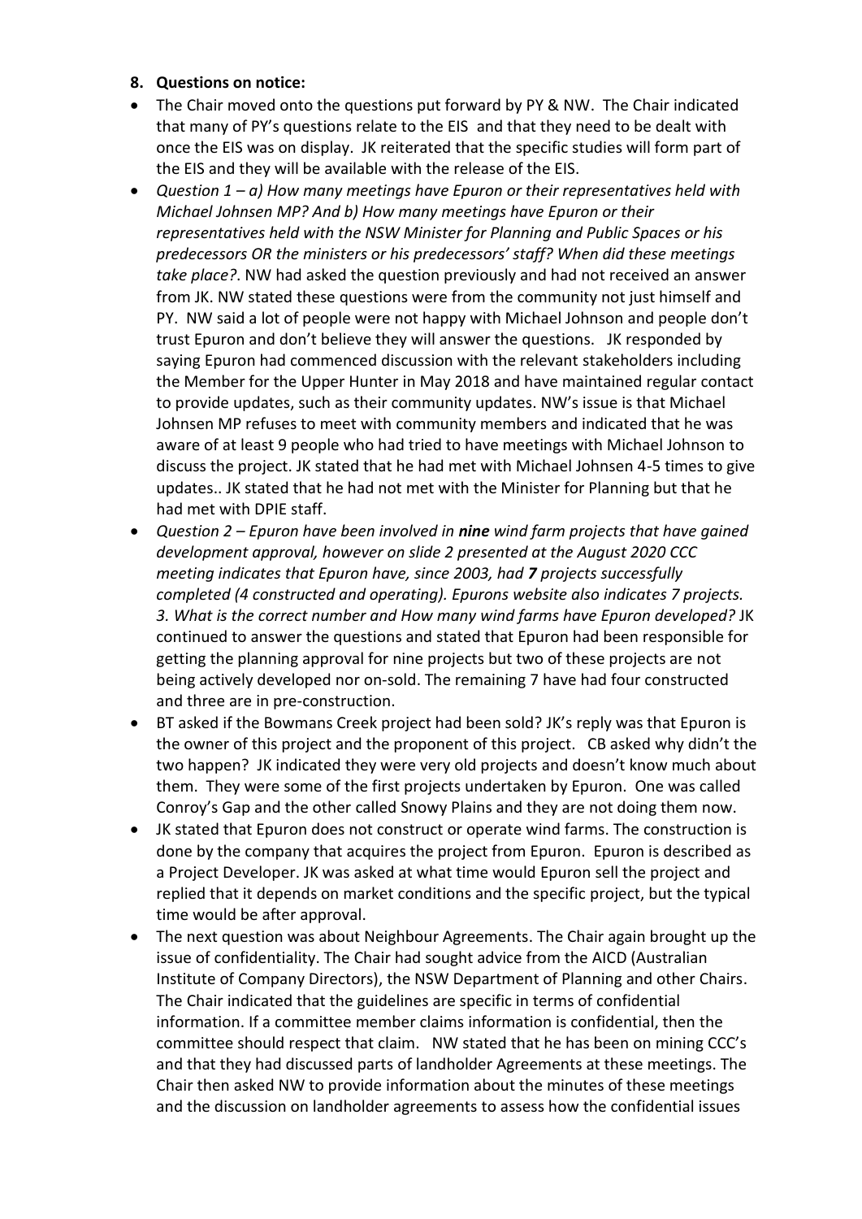**8. Questions on notice:**

- The Chair moved onto the questions put forward by PY & NW. The Chair indicated that many of PY's questions relate to the EIS and that they need to be dealt with once the EIS was on display. JK reiterated that the specific studies will form part of the EIS and they will be available with the release of the EIS.
- *Question 1 – a) How many meetings have Epuron or their representatives held with Michael Johnsen MP? And b) How many meetings have Epuron or their representatives held with the NSW Minister for Planning and Public Spaces or his predecessors OR the ministers or his predecessors' staff? When did these meetings take place?*. NW had asked the question previously and had not received an answer from JK. NW stated these questions were from the community not just himself and PY. NW said a lot of people were not happy with Michael Johnson and people don't trust Epuron and don't believe they will answer the questions. JK responded by saying Epuron had commenced discussion with the relevant stakeholders including the Member for the Upper Hunter in May 2018 and have maintained regular contact to provide updates, such as their community updates. NW's issue is that Michael Johnsen MP refuses to meet with community members and indicated that he was aware of at least 9 people who had tried to have meetings with Michael Johnson to discuss the project. JK stated that he had met with Michael Johnsen 4-5 times to give updates.. JK stated that he had not met with the Minister for Planning but that he had met with DPIE staff.
- *Question 2 – Epuron have been involved in **nine** wind farm projects that have gained development approval, however on slide 2 presented at the August 2020 CCC meeting indicates that Epuron have, since 2003, had **7** projects successfully completed (4 constructed and operating). Epurons website also indicates 7 projects. 3. What is the correct number and How many wind farms have Epuron developed?* JK continued to answer the questions and stated that Epuron had been responsible for getting the planning approval for nine projects but two of these projects are not being actively developed nor on-sold. The remaining 7 have had four constructed and three are in pre-construction.
- BT asked if the Bowmans Creek project had been sold? JK's reply was that Epuron is the owner of this project and the proponent of this project. CB asked why didn't the two happen? JK indicated they were very old projects and doesn't know much about them. They were some of the first projects undertaken by Epuron. One was called Conroy's Gap and the other called Snowy Plains and they are not doing them now.
- JK stated that Epuron does not construct or operate wind farms. The construction is done by the company that acquires the project from Epuron. Epuron is described as a Project Developer. JK was asked at what time would Epuron sell the project and replied that it depends on market conditions and the specific project, but the typical time would be after approval.
- The next question was about Neighbour Agreements. The Chair again brought up the issue of confidentiality. The Chair had sought advice from the AICD (Australian Institute of Company Directors), the NSW Department of Planning and other Chairs. The Chair indicated that the guidelines are specific in terms of confidential information. If a committee member claims information is confidential, then the committee should respect that claim. NW stated that he has been on mining CCC's and that they had discussed parts of landholder Agreements at these meetings. The Chair then asked NW to provide information about the minutes of these meetings and the discussion on landholder agreements to assess how the confidential issues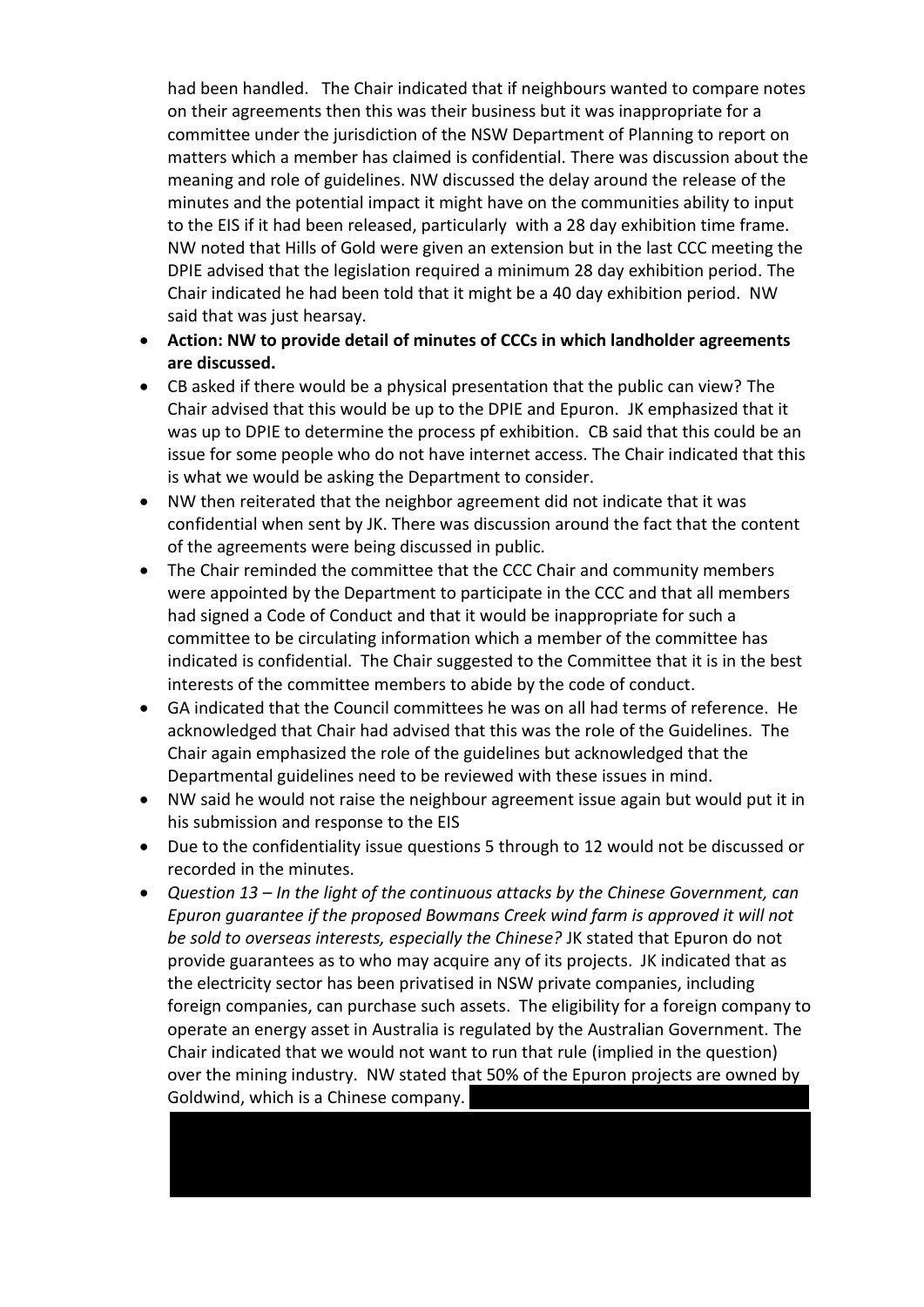had been handled. The Chair indicated that if neighbours wanted to compare notes on their agreements then this was their business but it was inappropriate for a committee under the jurisdiction of the NSW Department of Planning to report on matters which a member has claimed is confidential. There was discussion about the meaning and role of guidelines. NW discussed the delay around the release of the minutes and the potential impact it might have on the communities ability to input to the EIS if it had been released, particularly with a 28 day exhibition time frame. NW noted that Hills of Gold were given an extension but in the last CCC meeting the DPIE advised that the legislation required a minimum 28 day exhibition period. The Chair indicated he had been told that it might be a 40 day exhibition period. NW said that was just hearsay.

- **Action: NW to provide detail of minutes of CCCs in which landholder agreements are discussed.**
- CB asked if there would be a physical presentation that the public can view? The Chair advised that this would be up to the DPIE and Epuron. JK emphasized that it was up to DPIE to determine the process pf exhibition. CB said that this could be an issue for some people who do not have internet access. The Chair indicated that this is what we would be asking the Department to consider.
- NW then reiterated that the neighbor agreement did not indicate that it was confidential when sent by JK. There was discussion around the fact that the content of the agreements were being discussed in public.
- The Chair reminded the committee that the CCC Chair and community members were appointed by the Department to participate in the CCC and that all members had signed a Code of Conduct and that it would be inappropriate for such a committee to be circulating information which a member of the committee has indicated is confidential. The Chair suggested to the Committee that it is in the best interests of the committee members to abide by the code of conduct.
- GA indicated that the Council committees he was on all had terms of reference. He acknowledged that Chair had advised that this was the role of the Guidelines. The Chair again emphasized the role of the guidelines but acknowledged that the Departmental guidelines need to be reviewed with these issues in mind.
- NW said he would not raise the neighbour agreement issue again but would put it in his submission and response to the EIS
- Due to the confidentiality issue questions 5 through to 12 would not be discussed or recorded in the minutes.
- *Question 13 – In the light of the continuous attacks by the Chinese Government, can Epuron guarantee if the proposed Bowmans Creek wind farm is approved it will not be sold to overseas interests, especially the Chinese?* JK stated that Epuron do not provide guarantees as to who may acquire any of its projects. JK indicated that as the electricity sector has been privatised in NSW private companies, including foreign companies, can purchase such assets. The eligibility for a foreign company to operate an energy asset in Australia is regulated by the Australian Government. The Chair indicated that we would not want to run that rule (implied in the question) over the mining industry. NW stated that 50% of the Epuron projects are owned by Goldwind, which is a Chinese company.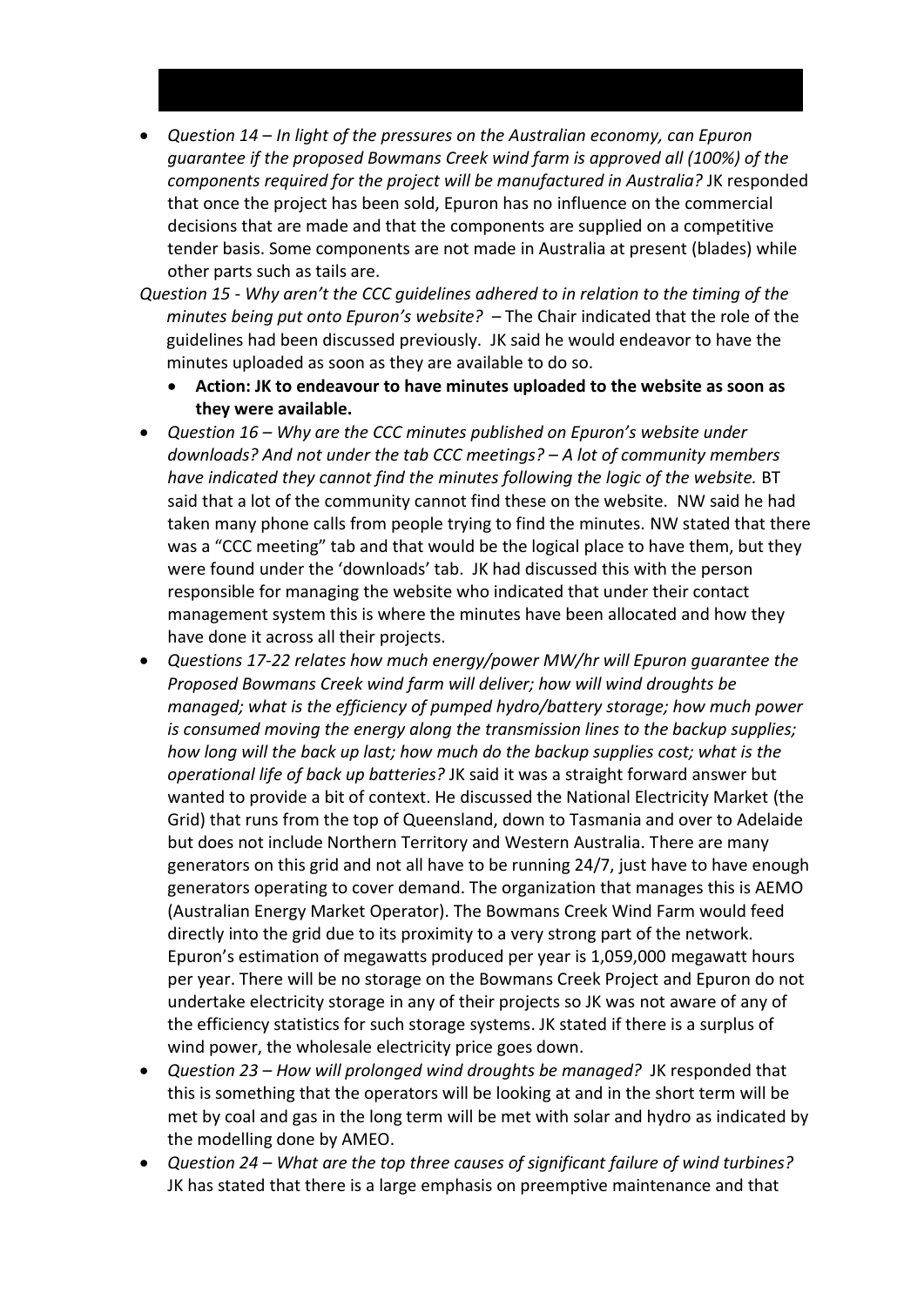- *Question 14 – In light of the pressures on the Australian economy, can Epuron guarantee if the proposed Bowmans Creek wind farm is approved all (100%) of the components required for the project will be manufactured in Australia?* JK responded that once the project has been sold, Epuron has no influence on the commercial decisions that are made and that the components are supplied on a competitive tender basis. Some components are not made in Australia at present (blades) while other parts such as tails are.

*Question 15 - Why aren't the CCC guidelines adhered to in relation to the timing of the minutes being put onto Epuron's website?* – The Chair indicated that the role of the guidelines had been discussed previously. JK said he would endeavor to have the minutes uploaded as soon as they are available to do so.

- **Action: JK to endeavour to have minutes uploaded to the website as soon as they were available.**

- *Question 16 – Why are the CCC minutes published on Epuron's website under downloads? And not under the tab CCC meetings? – A lot of community members have indicated they cannot find the minutes following the logic of the website.* BT said that a lot of the community cannot find these on the website. NW said he had taken many phone calls from people trying to find the minutes. NW stated that there was a "CCC meeting" tab and that would be the logical place to have them, but they were found under the 'downloads' tab. JK had discussed this with the person responsible for managing the website who indicated that under their contact management system this is where the minutes have been allocated and how they have done it across all their projects.
- *Questions 17-22 relates how much energy/power MW/hr will Epuron guarantee the Proposed Bowmans Creek wind farm will deliver; how will wind droughts be managed; what is the efficiency of pumped hydro/battery storage; how much power is consumed moving the energy along the transmission lines to the backup supplies; how long will the back up last; how much do the backup supplies cost; what is the operational life of back up batteries?* JK said it was a straight forward answer but wanted to provide a bit of context. He discussed the National Electricity Market (the Grid) that runs from the top of Queensland, down to Tasmania and over to Adelaide but does not include Northern Territory and Western Australia. There are many generators on this grid and not all have to be running 24/7, just have to have enough generators operating to cover demand. The organization that manages this is AEMO (Australian Energy Market Operator). The Bowmans Creek Wind Farm would feed directly into the grid due to its proximity to a very strong part of the network. Epuron's estimation of megawatts produced per year is 1,059,000 megawatt hours per year. There will be no storage on the Bowmans Creek Project and Epuron do not undertake electricity storage in any of their projects so JK was not aware of any of the efficiency statistics for such storage systems. JK stated if there is a surplus of wind power, the wholesale electricity price goes down.
- *Question 23 – How will prolonged wind droughts be managed?* JK responded that this is something that the operators will be looking at and in the short term will be met by coal and gas in the long term will be met with solar and hydro as indicated by the modelling done by AMEO.
- *Question 24 – What are the top three causes of significant failure of wind turbines?* JK has stated that there is a large emphasis on preemptive maintenance and that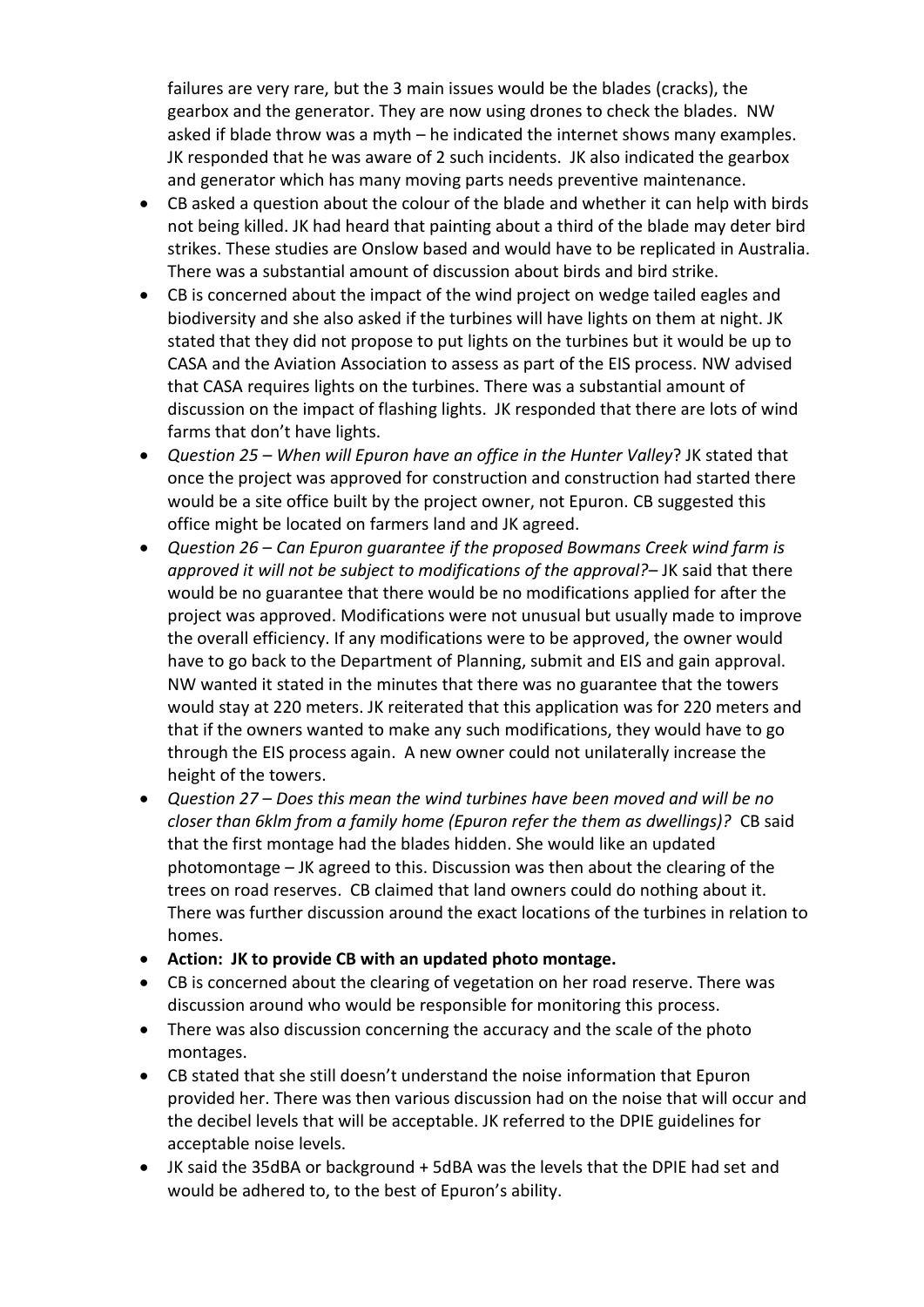failures are very rare, but the 3 main issues would be the blades (cracks), the gearbox and the generator. They are now using drones to check the blades. NW asked if blade throw was a myth – he indicated the internet shows many examples. JK responded that he was aware of 2 such incidents. JK also indicated the gearbox and generator which has many moving parts needs preventive maintenance.

- CB asked a question about the colour of the blade and whether it can help with birds not being killed. JK had heard that painting about a third of the blade may deter bird strikes. These studies are Onslow based and would have to be replicated in Australia. There was a substantial amount of discussion about birds and bird strike.
- CB is concerned about the impact of the wind project on wedge tailed eagles and biodiversity and she also asked if the turbines will have lights on them at night. JK stated that they did not propose to put lights on the turbines but it would be up to CASA and the Aviation Association to assess as part of the EIS process. NW advised that CASA requires lights on the turbines. There was a substantial amount of discussion on the impact of flashing lights. JK responded that there are lots of wind farms that don't have lights.
- *Question 25 – When will Epuron have an office in the Hunter Valley*? JK stated that once the project was approved for construction and construction had started there would be a site office built by the project owner, not Epuron. CB suggested this office might be located on farmers land and JK agreed.
- *Question 26 – Can Epuron guarantee if the proposed Bowmans Creek wind farm is approved it will not be subject to modifications of the approval?*– JK said that there would be no guarantee that there would be no modifications applied for after the project was approved. Modifications were not unusual but usually made to improve the overall efficiency. If any modifications were to be approved, the owner would have to go back to the Department of Planning, submit and EIS and gain approval. NW wanted it stated in the minutes that there was no guarantee that the towers would stay at 220 meters. JK reiterated that this application was for 220 meters and that if the owners wanted to make any such modifications, they would have to go through the EIS process again. A new owner could not unilaterally increase the height of the towers.
- *Question 27 – Does this mean the wind turbines have been moved and will be no closer than 6klm from a family home (Epuron refer the them as dwellings)?* CB said that the first montage had the blades hidden. She would like an updated photomontage – JK agreed to this. Discussion was then about the clearing of the trees on road reserves. CB claimed that land owners could do nothing about it. There was further discussion around the exact locations of the turbines in relation to homes.
- **Action: JK to provide CB with an updated photo montage.**
- CB is concerned about the clearing of vegetation on her road reserve. There was discussion around who would be responsible for monitoring this process.
- There was also discussion concerning the accuracy and the scale of the photo montages.
- CB stated that she still doesn't understand the noise information that Epuron provided her. There was then various discussion had on the noise that will occur and the decibel levels that will be acceptable. JK referred to the DPIE guidelines for acceptable noise levels.
- JK said the 35dBA or background + 5dBA was the levels that the DPIE had set and would be adhered to, to the best of Epuron's ability.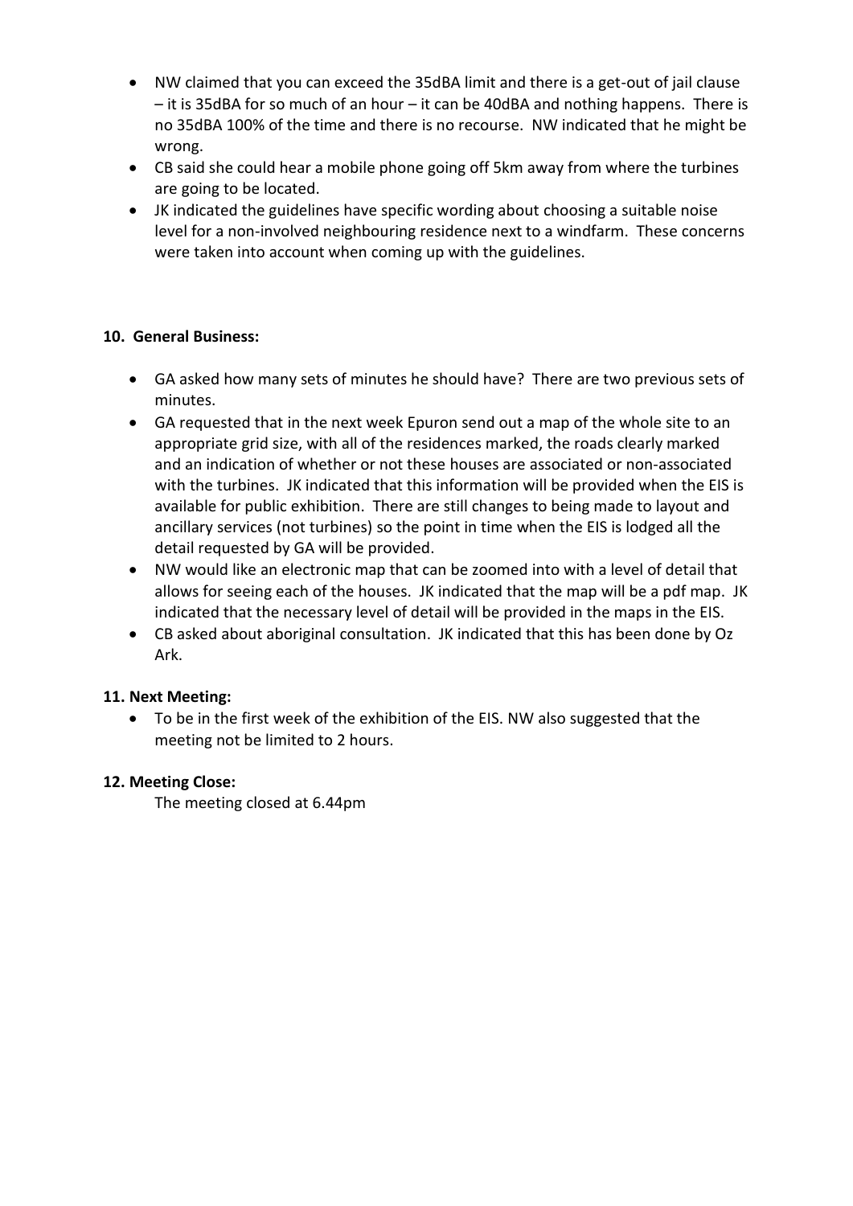- NW claimed that you can exceed the 35dBA limit and there is a get-out of jail clause – it is 35dBA for so much of an hour – it can be 40dBA and nothing happens. There is no 35dBA 100% of the time and there is no recourse. NW indicated that he might be wrong.
- CB said she could hear a mobile phone going off 5km away from where the turbines are going to be located.
- JK indicated the guidelines have specific wording about choosing a suitable noise level for a non-involved neighbouring residence next to a windfarm. These concerns were taken into account when coming up with the guidelines.

**10. General Business:**

- GA asked how many sets of minutes he should have? There are two previous sets of minutes.
- GA requested that in the next week Epuron send out a map of the whole site to an appropriate grid size, with all of the residences marked, the roads clearly marked and an indication of whether or not these houses are associated or non-associated with the turbines. JK indicated that this information will be provided when the EIS is available for public exhibition. There are still changes to being made to layout and ancillary services (not turbines) so the point in time when the EIS is lodged all the detail requested by GA will be provided.
- NW would like an electronic map that can be zoomed into with a level of detail that allows for seeing each of the houses. JK indicated that the map will be a pdf map. JK indicated that the necessary level of detail will be provided in the maps in the EIS.
- CB asked about aboriginal consultation. JK indicated that this has been done by Oz Ark.

**11. Next Meeting:**

- To be in the first week of the exhibition of the EIS. NW also suggested that the meeting not be limited to 2 hours.

**12. Meeting Close:**

The meeting closed at 6.44pm